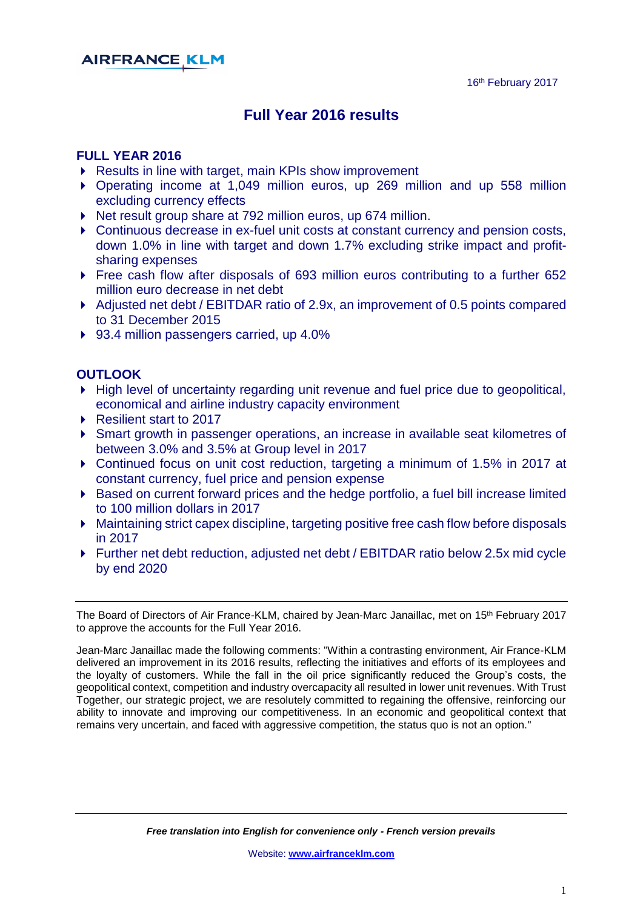AIRFRANCE KLM

16th February 2017

# Full Year 2016 results

## FULL YEAR 2016

- Results in line with target, main KPIs show improvement
- Operating income at 1,049 million euros, up 269 million and up 558 million excluding currency effects
- Net result group share at 792 million euros, up 674 million.
- Continuous decrease in ex-fuel unit costs at constant currency and pension costs, down 1.0% in line with target and down 1.7% excluding strike impact and profit-sharing expenses
- Free cash flow after disposals of 693 million euros contributing to a further 652 million euro decrease in net debt
- Adjusted net debt / EBITDAR ratio of 2.9x, an improvement of 0.5 points compared to 31 December 2015
- 93.4 million passengers carried, up 4.0%

## OUTLOOK

- High level of uncertainty regarding unit revenue and fuel price due to geopolitical, economical and airline industry capacity environment
- Resilient start to 2017
- Smart growth in passenger operations, an increase in available seat kilometres of between 3.0% and 3.5% at Group level in 2017
- Continued focus on unit cost reduction, targeting a minimum of 1.5% in 2017 at constant currency, fuel price and pension expense
- Based on current forward prices and the hedge portfolio, a fuel bill increase limited to 100 million dollars in 2017
- Maintaining strict capex discipline, targeting positive free cash flow before disposals in 2017
- Further net debt reduction, adjusted net debt / EBITDAR ratio below 2.5x mid cycle by end 2020

---

The Board of Directors of Air France-KLM, chaired by Jean-Marc Janaillac, met on 15th February 2017 to approve the accounts for the Full Year 2016.

Jean-Marc Janaillac made the following comments: "Within a contrasting environment, Air France-KLM delivered an improvement in its 2016 results, reflecting the initiatives and efforts of its employees and the loyalty of customers. While the fall in the oil price significantly reduced the Group's costs, the geopolitical context, competition and industry overcapacity all resulted in lower unit revenues. With Trust Together, our strategic project, we are resolutely committed to regaining the offensive, reinforcing our ability to innovate and improving our competitiveness. In an economic and geopolitical context that remains very uncertain, and faced with aggressive competition, the status quo is not an option."

*Free translation into English for convenience only - French version prevails*

Website: **www.airfranceklm.com**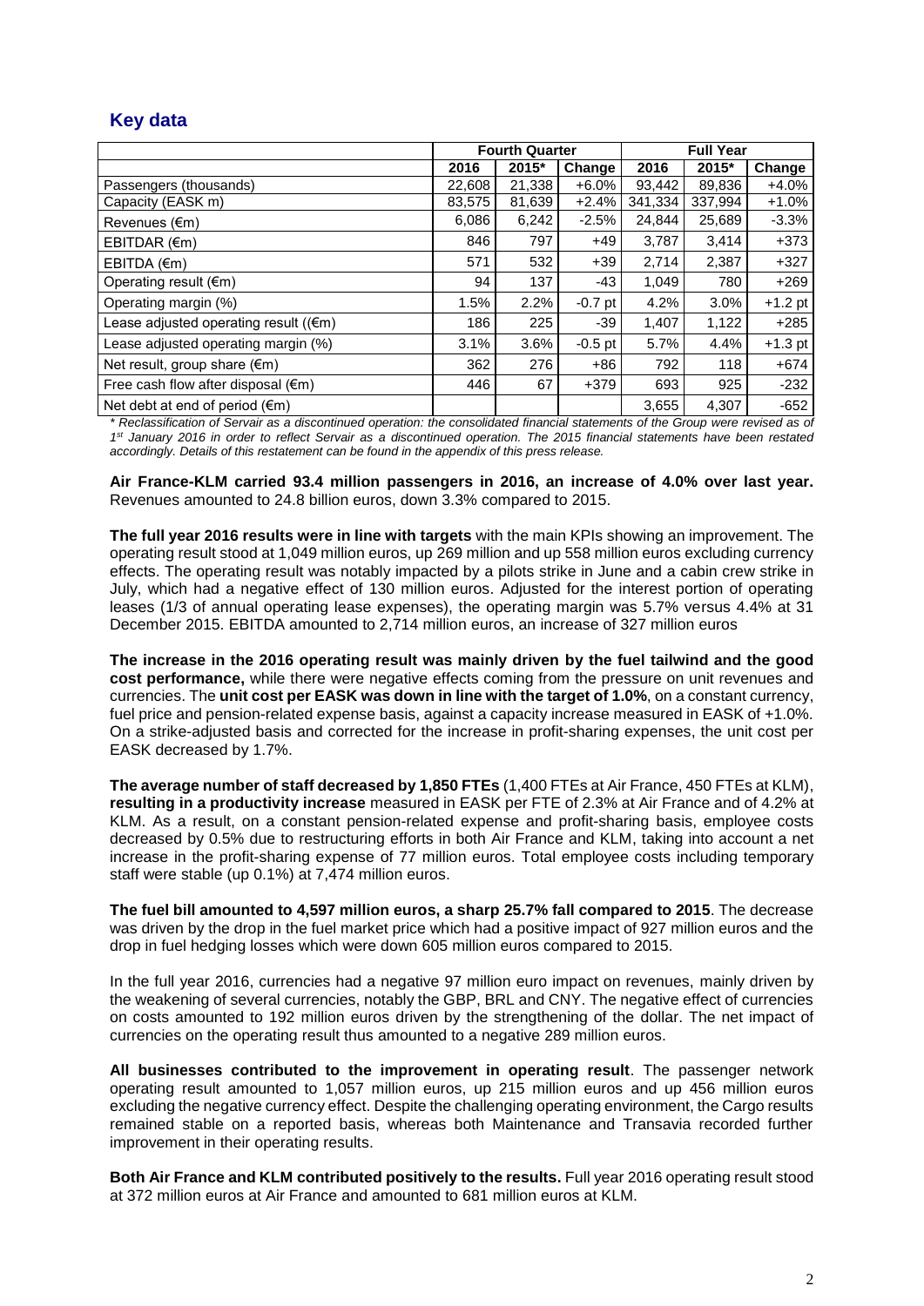## Key data

| | Fourth Quarter | | | Full Year | | |
|---|---|---|---|---|---|---|
| | 2016 | 2015* | Change | 2016 | 2015* | Change |
| Passengers (thousands) | 22,608 | 21,338 | +6.0% | 93,442 | 89,836 | +4.0% |
| Capacity (EASK m) | 83,575 | 81,639 | +2.4% | 341,334 | 337,994 | +1.0% |
| Revenues (€m) | 6,086 | 6,242 | -2.5% | 24,844 | 25,689 | -3.3% |
| EBITDAR (€m) | 846 | 797 | +49 | 3,787 | 3,414 | +373 |
| EBITDA (€m) | 571 | 532 | +39 | 2,714 | 2,387 | +327 |
| Operating result (€m) | 94 | 137 | -43 | 1,049 | 780 | +269 |
| Operating margin (%) | 1.5% | 2.2% | -0.7 pt | 4.2% | 3.0% | +1.2 pt |
| Lease adjusted operating result ((€m) | 186 | 225 | -39 | 1,407 | 1,122 | +285 |
| Lease adjusted operating margin (%) | 3.1% | 3.6% | -0.5 pt | 5.7% | 4.4% | +1.3 pt |
| Net result, group share (€m) | 362 | 276 | +86 | 792 | 118 | +674 |
| Free cash flow after disposal (€m) | 446 | 67 | +379 | 693 | 925 | -232 |
| Net debt at end of period (€m) | | | | 3,655 | 4,307 | -652 |

*\* Reclassification of Servair as a discontinued operation: the consolidated financial statements of the Group were revised as of 1st January 2016 in order to reflect Servair as a discontinued operation. The 2015 financial statements have been restated accordingly. Details of this restatement can be found in the appendix of this press release.*

**Air France-KLM carried 93.4 million passengers in 2016, an increase of 4.0% over last year.** Revenues amounted to 24.8 billion euros, down 3.3% compared to 2015.

**The full year 2016 results were in line with targets** with the main KPIs showing an improvement. The operating result stood at 1,049 million euros, up 269 million and up 558 million euros excluding currency effects. The operating result was notably impacted by a pilots strike in June and a cabin crew strike in July, which had a negative effect of 130 million euros. Adjusted for the interest portion of operating leases (1/3 of annual operating lease expenses), the operating margin was 5.7% versus 4.4% at 31 December 2015. EBITDA amounted to 2,714 million euros, an increase of 327 million euros

**The increase in the 2016 operating result was mainly driven by the fuel tailwind and the good cost performance,** while there were negative effects coming from the pressure on unit revenues and currencies. The **unit cost per EASK was down in line with the target of 1.0%**, on a constant currency, fuel price and pension-related expense basis, against a capacity increase measured in EASK of +1.0%. On a strike-adjusted basis and corrected for the increase in profit-sharing expenses, the unit cost per EASK decreased by 1.7%.

**The average number of staff decreased by 1,850 FTEs** (1,400 FTEs at Air France, 450 FTEs at KLM), **resulting in a productivity increase** measured in EASK per FTE of 2.3% at Air France and of 4.2% at KLM. As a result, on a constant pension-related expense and profit-sharing basis, employee costs decreased by 0.5% due to restructuring efforts in both Air France and KLM, taking into account a net increase in the profit-sharing expense of 77 million euros. Total employee costs including temporary staff were stable (up 0.1%) at 7,474 million euros.

**The fuel bill amounted to 4,597 million euros, a sharp 25.7% fall compared to 2015**. The decrease was driven by the drop in the fuel market price which had a positive impact of 927 million euros and the drop in fuel hedging losses which were down 605 million euros compared to 2015.

In the full year 2016, currencies had a negative 97 million euro impact on revenues, mainly driven by the weakening of several currencies, notably the GBP, BRL and CNY. The negative effect of currencies on costs amounted to 192 million euros driven by the strengthening of the dollar. The net impact of currencies on the operating result thus amounted to a negative 289 million euros.

**All businesses contributed to the improvement in operating result**. The passenger network operating result amounted to 1,057 million euros, up 215 million euros and up 456 million euros excluding the negative currency effect. Despite the challenging operating environment, the Cargo results remained stable on a reported basis, whereas both Maintenance and Transavia recorded further improvement in their operating results.

**Both Air France and KLM contributed positively to the results.** Full year 2016 operating result stood at 372 million euros at Air France and amounted to 681 million euros at KLM.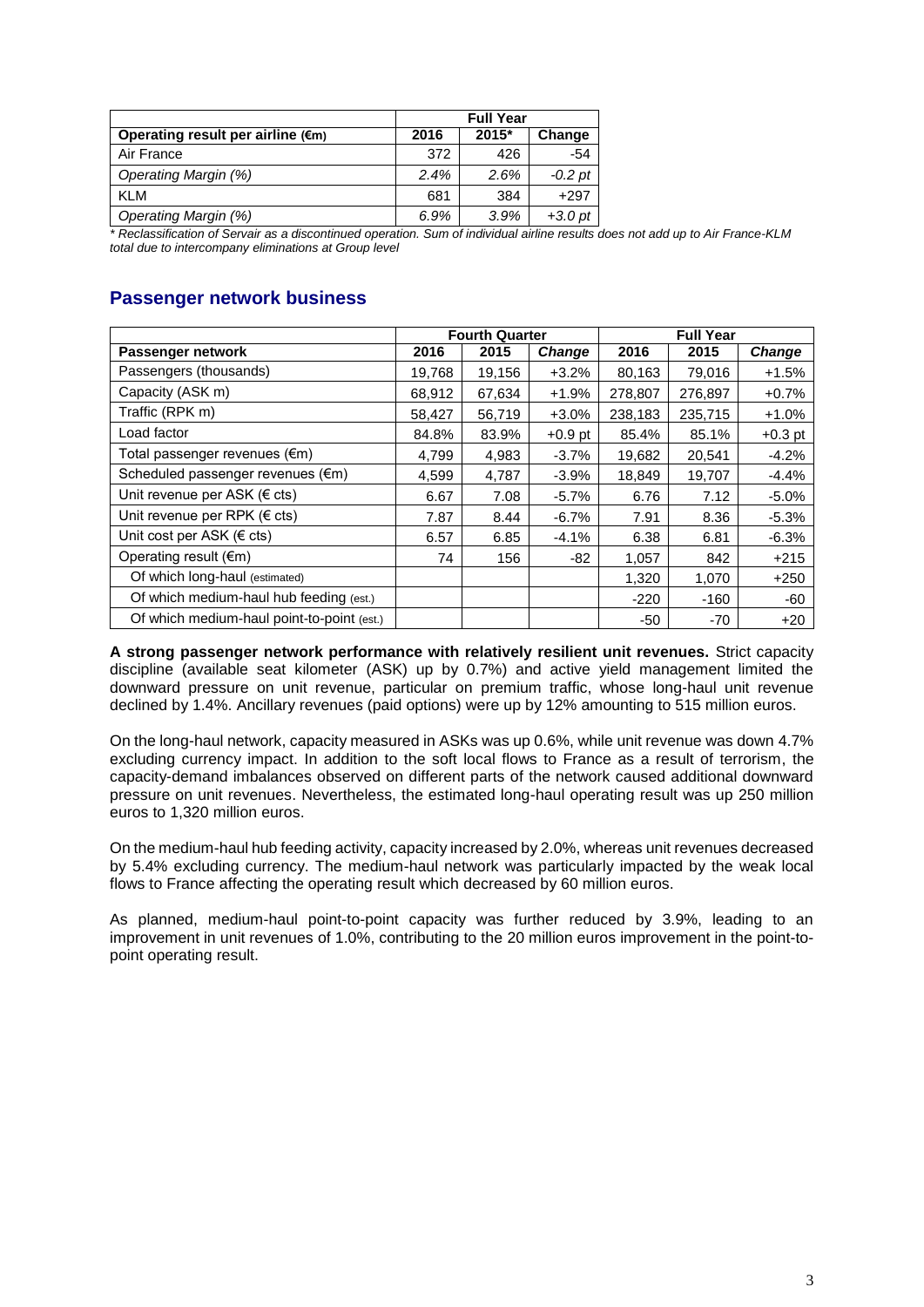| | Full Year | | |
|---|---|---|---|
| **Operating result per airline (€m)** | **2016** | **2015*** | **Change** |
| Air France | 372 | 426 | -54 |
| *Operating Margin (%)* | *2.4%* | *2.6%* | *-0.2 pt* |
| KLM | 681 | 384 | +297 |
| *Operating Margin (%)* | *6.9%* | *3.9%* | *+3.0 pt* |

*\* Reclassification of Servair as a discontinued operation. Sum of individual airline results does not add up to Air France-KLM total due to intercompany eliminations at Group level*

## Passenger network business

| | Fourth Quarter | | | Full Year | | |
|---|---|---|---|---|---|---|
| **Passenger network** | **2016** | **2015** | ***Change*** | **2016** | **2015** | ***Change*** |
| Passengers (thousands) | 19,768 | 19,156 | +3.2% | 80,163 | 79,016 | +1.5% |
| Capacity (ASK m) | 68,912 | 67,634 | +1.9% | 278,807 | 276,897 | +0.7% |
| Traffic (RPK m) | 58,427 | 56,719 | +3.0% | 238,183 | 235,715 | +1.0% |
| Load factor | 84.8% | 83.9% | +0.9 pt | 85.4% | 85.1% | +0.3 pt |
| Total passenger revenues (€m) | 4,799 | 4,983 | -3.7% | 19,682 | 20,541 | -4.2% |
| Scheduled passenger revenues (€m) | 4,599 | 4,787 | -3.9% | 18,849 | 19,707 | -4.4% |
| Unit revenue per ASK (€ cts) | 6.67 | 7.08 | -5.7% | 6.76 | 7.12 | -5.0% |
| Unit revenue per RPK (€ cts) | 7.87 | 8.44 | -6.7% | 7.91 | 8.36 | -5.3% |
| Unit cost per ASK (€ cts) | 6.57 | 6.85 | -4.1% | 6.38 | 6.81 | -6.3% |
| Operating result (€m) | 74 | 156 | -82 | 1,057 | 842 | +215 |
| Of which long-haul (estimated) | | | | 1,320 | 1,070 | +250 |
| Of which medium-haul hub feeding (est.) | | | | -220 | -160 | -60 |
| Of which medium-haul point-to-point (est.) | | | | -50 | -70 | +20 |

**A strong passenger network performance with relatively resilient unit revenues.** Strict capacity discipline (available seat kilometer (ASK) up by 0.7%) and active yield management limited the downward pressure on unit revenue, particular on premium traffic, whose long-haul unit revenue declined by 1.4%. Ancillary revenues (paid options) were up by 12% amounting to 515 million euros.

On the long-haul network, capacity measured in ASKs was up 0.6%, while unit revenue was down 4.7% excluding currency impact. In addition to the soft local flows to France as a result of terrorism, the capacity-demand imbalances observed on different parts of the network caused additional downward pressure on unit revenues. Nevertheless, the estimated long-haul operating result was up 250 million euros to 1,320 million euros.

On the medium-haul hub feeding activity, capacity increased by 2.0%, whereas unit revenues decreased by 5.4% excluding currency. The medium-haul network was particularly impacted by the weak local flows to France affecting the operating result which decreased by 60 million euros.

As planned, medium-haul point-to-point capacity was further reduced by 3.9%, leading to an improvement in unit revenues of 1.0%, contributing to the 20 million euros improvement in the point-to-point operating result.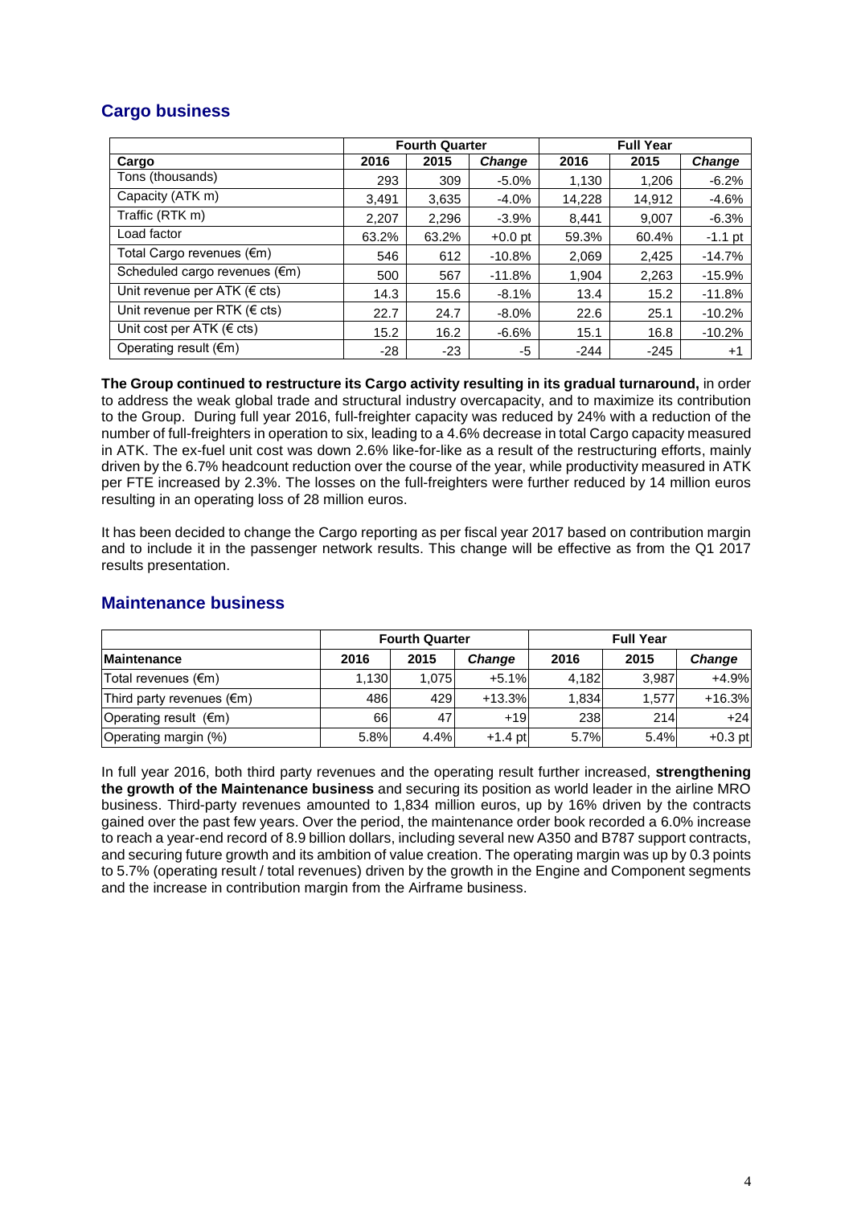## Cargo business

| | Fourth Quarter | | | Full Year | | |
|---|---|---|---|---|---|---|
| **Cargo** | **2016** | **2015** | ***Change*** | **2016** | **2015** | ***Change*** |
| Tons (thousands) | 293 | 309 | -5.0% | 1,130 | 1,206 | -6.2% |
| Capacity (ATK m) | 3,491 | 3,635 | -4.0% | 14,228 | 14,912 | -4.6% |
| Traffic (RTK m) | 2,207 | 2,296 | -3.9% | 8,441 | 9,007 | -6.3% |
| Load factor | 63.2% | 63.2% | +0.0 pt | 59.3% | 60.4% | -1.1 pt |
| Total Cargo revenues (€m) | 546 | 612 | -10.8% | 2,069 | 2,425 | -14.7% |
| Scheduled cargo revenues (€m) | 500 | 567 | -11.8% | 1,904 | 2,263 | -15.9% |
| Unit revenue per ATK (€ cts) | 14.3 | 15.6 | -8.1% | 13.4 | 15.2 | -11.8% |
| Unit revenue per RTK (€ cts) | 22.7 | 24.7 | -8.0% | 22.6 | 25.1 | -10.2% |
| Unit cost per ATK (€ cts) | 15.2 | 16.2 | -6.6% | 15.1 | 16.8 | -10.2% |
| Operating result (€m) | -28 | -23 | -5 | -244 | -245 | +1 |

**The Group continued to restructure its Cargo activity resulting in its gradual turnaround,** in order to address the weak global trade and structural industry overcapacity, and to maximize its contribution to the Group. During full year 2016, full-freighter capacity was reduced by 24% with a reduction of the number of full-freighters in operation to six, leading to a 4.6% decrease in total Cargo capacity measured in ATK. The ex-fuel unit cost was down 2.6% like-for-like as a result of the restructuring efforts, mainly driven by the 6.7% headcount reduction over the course of the year, while productivity measured in ATK per FTE increased by 2.3%. The losses on the full-freighters were further reduced by 14 million euros resulting in an operating loss of 28 million euros.

It has been decided to change the Cargo reporting as per fiscal year 2017 based on contribution margin and to include it in the passenger network results. This change will be effective as from the Q1 2017 results presentation.

## Maintenance business

| | Fourth Quarter | | | Full Year | | |
|---|---|---|---|---|---|---|
| **Maintenance** | **2016** | **2015** | ***Change*** | **2016** | **2015** | ***Change*** |
| Total revenues (€m) | 1,130 | 1,075 | +5.1% | 4,182 | 3,987 | +4.9% |
| Third party revenues (€m) | 486 | 429 | +13.3% | 1,834 | 1,577 | +16.3% |
| Operating result (€m) | 66 | 47 | +19 | 238 | 214 | +24 |
| Operating margin (%) | 5.8% | 4.4% | +1.4 pt | 5.7% | 5.4% | +0.3 pt |

In full year 2016, both third party revenues and the operating result further increased, **strengthening the growth of the Maintenance business** and securing its position as world leader in the airline MRO business. Third-party revenues amounted to 1,834 million euros, up by 16% driven by the contracts gained over the past few years. Over the period, the maintenance order book recorded a 6.0% increase to reach a year-end record of 8.9 billion dollars, including several new A350 and B787 support contracts, and securing future growth and its ambition of value creation. The operating margin was up by 0.3 points to 5.7% (operating result / total revenues) driven by the growth in the Engine and Component segments and the increase in contribution margin from the Airframe business.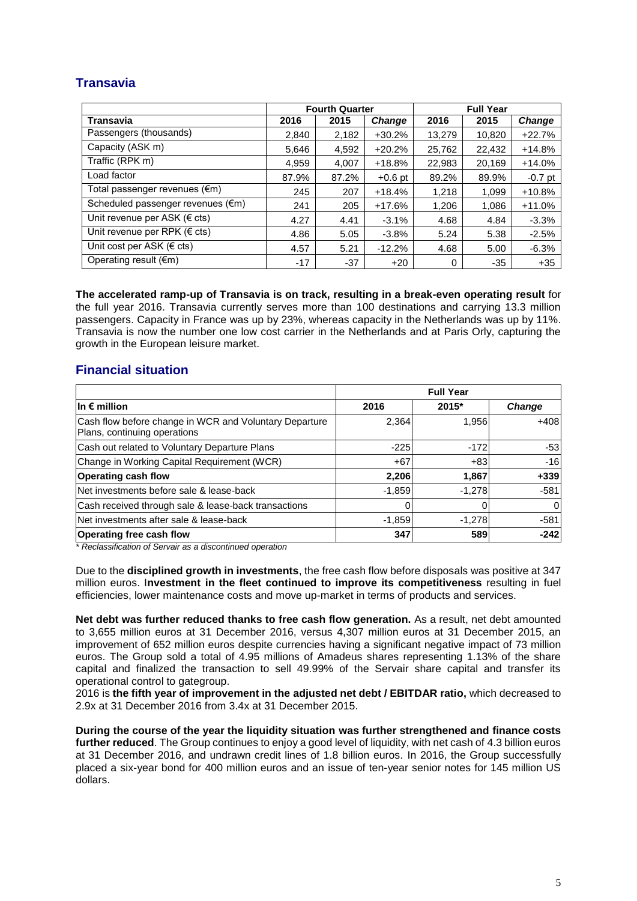## Transavia

| | Fourth Quarter | | | Full Year | | |
|---|---|---|---|---|---|---|
| **Transavia** | **2016** | **2015** | ***Change*** | **2016** | **2015** | ***Change*** |
| Passengers (thousands) | 2,840 | 2,182 | +30.2% | 13,279 | 10,820 | +22.7% |
| Capacity (ASK m) | 5,646 | 4,592 | +20.2% | 25,762 | 22,432 | +14.8% |
| Traffic (RPK m) | 4,959 | 4,007 | +18.8% | 22,983 | 20,169 | +14.0% |
| Load factor | 87.9% | 87.2% | +0.6 pt | 89.2% | 89.9% | -0.7 pt |
| Total passenger revenues (€m) | 245 | 207 | +18.4% | 1,218 | 1,099 | +10.8% |
| Scheduled passenger revenues (€m) | 241 | 205 | +17.6% | 1,206 | 1,086 | +11.0% |
| Unit revenue per ASK (€ cts) | 4.27 | 4.41 | -3.1% | 4.68 | 4.84 | -3.3% |
| Unit revenue per RPK (€ cts) | 4.86 | 5.05 | -3.8% | 5.24 | 5.38 | -2.5% |
| Unit cost per ASK (€ cts) | 4.57 | 5.21 | -12.2% | 4.68 | 5.00 | -6.3% |
| Operating result (€m) | -17 | -37 | +20 | 0 | -35 | +35 |

**The accelerated ramp-up of Transavia is on track, resulting in a break-even operating result** for the full year 2016. Transavia currently serves more than 100 destinations and carrying 13.3 million passengers. Capacity in France was up by 23%, whereas capacity in the Netherlands was up by 11%. Transavia is now the number one low cost carrier in the Netherlands and at Paris Orly, capturing the growth in the European leisure market.

## Financial situation

| | Full Year | | |
|---|---|---|---|
| **In € million** | **2016** | **2015*** | ***Change*** |
| Cash flow before change in WCR and Voluntary Departure Plans, continuing operations | 2,364 | 1,956 | +408 |
| Cash out related to Voluntary Departure Plans | -225 | -172 | -53 |
| Change in Working Capital Requirement (WCR) | +67 | +83 | -16 |
| **Operating cash flow** | **2,206** | **1,867** | **+339** |
| Net investments before sale & lease-back | -1,859 | -1,278 | -581 |
| Cash received through sale & lease-back transactions | 0 | 0 | 0 |
| Net investments after sale & lease-back | -1,859 | -1,278 | -581 |
| **Operating free cash flow** | **347** | **589** | **-242** |

*\* Reclassification of Servair as a discontinued operation*

Due to the **disciplined growth in investments**, the free cash flow before disposals was positive at 347 million euros. I**nvestment in the fleet continued to improve its competitiveness** resulting in fuel efficiencies, lower maintenance costs and move up-market in terms of products and services.

**Net debt was further reduced thanks to free cash flow generation.** As a result, net debt amounted to 3,655 million euros at 31 December 2016, versus 4,307 million euros at 31 December 2015, an improvement of 652 million euros despite currencies having a significant negative impact of 73 million euros. The Group sold a total of 4.95 millions of Amadeus shares representing 1.13% of the share capital and finalized the transaction to sell 49.99% of the Servair share capital and transfer its operational control to gategroup.

2016 is **the fifth year of improvement in the adjusted net debt / EBITDAR ratio,** which decreased to 2.9x at 31 December 2016 from 3.4x at 31 December 2015.

**During the course of the year the liquidity situation was further strengthened and finance costs further reduced**. The Group continues to enjoy a good level of liquidity, with net cash of 4.3 billion euros at 31 December 2016, and undrawn credit lines of 1.8 billion euros. In 2016, the Group successfully placed a six-year bond for 400 million euros and an issue of ten-year senior notes for 145 million US dollars.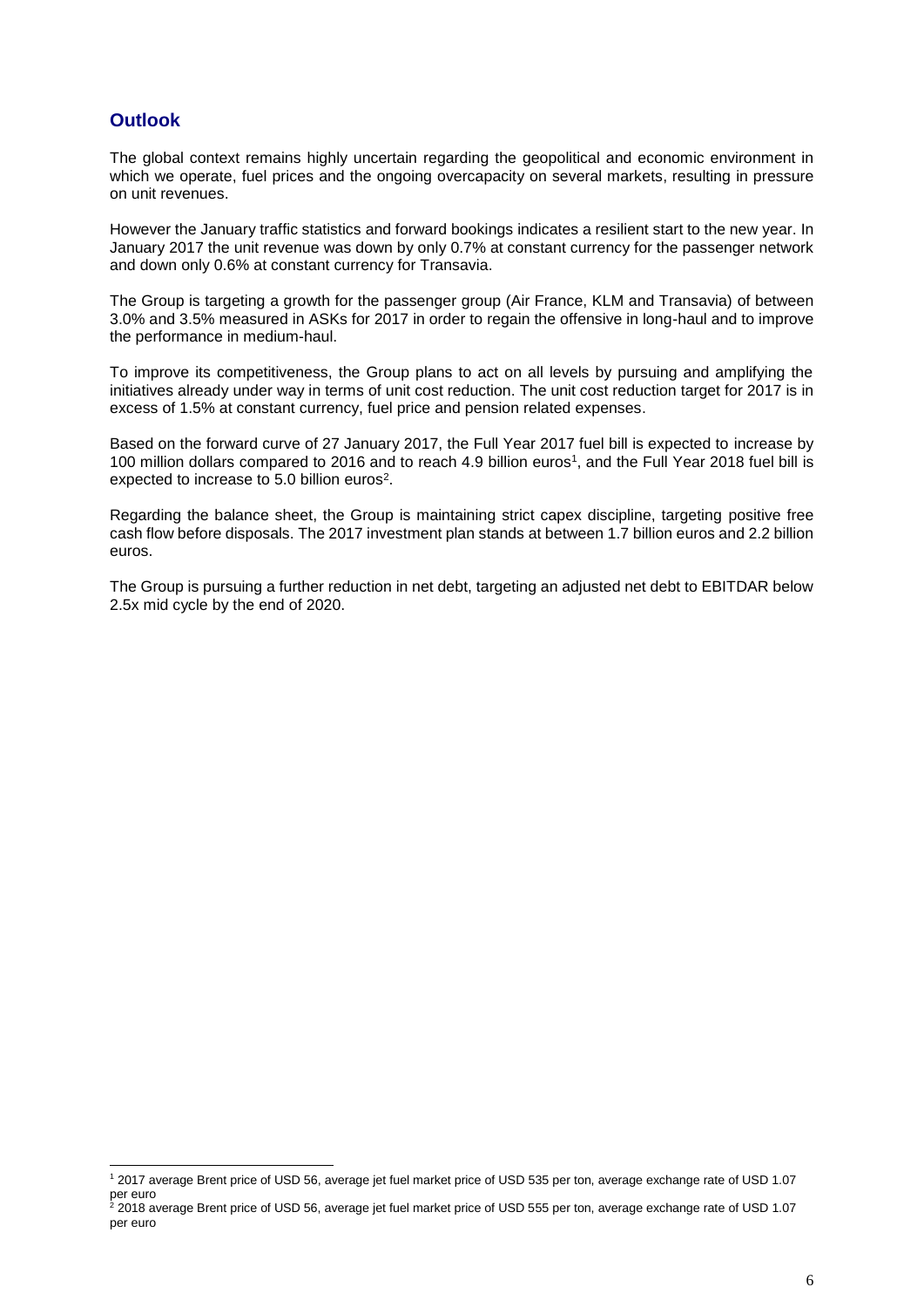## Outlook

The global context remains highly uncertain regarding the geopolitical and economic environment in which we operate, fuel prices and the ongoing overcapacity on several markets, resulting in pressure on unit revenues.

However the January traffic statistics and forward bookings indicates a resilient start to the new year. In January 2017 the unit revenue was down by only 0.7% at constant currency for the passenger network and down only 0.6% at constant currency for Transavia.

The Group is targeting a growth for the passenger group (Air France, KLM and Transavia) of between 3.0% and 3.5% measured in ASKs for 2017 in order to regain the offensive in long-haul and to improve the performance in medium-haul.

To improve its competitiveness, the Group plans to act on all levels by pursuing and amplifying the initiatives already under way in terms of unit cost reduction. The unit cost reduction target for 2017 is in excess of 1.5% at constant currency, fuel price and pension related expenses.

Based on the forward curve of 27 January 2017, the Full Year 2017 fuel bill is expected to increase by 100 million dollars compared to 2016 and to reach 4.9 billion euros[1], and the Full Year 2018 fuel bill is expected to increase to 5.0 billion euros[2].

Regarding the balance sheet, the Group is maintaining strict capex discipline, targeting positive free cash flow before disposals. The 2017 investment plan stands at between 1.7 billion euros and 2.2 billion euros.

The Group is pursuing a further reduction in net debt, targeting an adjusted net debt to EBITDAR below 2.5x mid cycle by the end of 2020.

---

[1] 2017 average Brent price of USD 56, average jet fuel market price of USD 535 per ton, average exchange rate of USD 1.07 per euro

[2] 2018 average Brent price of USD 56, average jet fuel market price of USD 555 per ton, average exchange rate of USD 1.07 per euro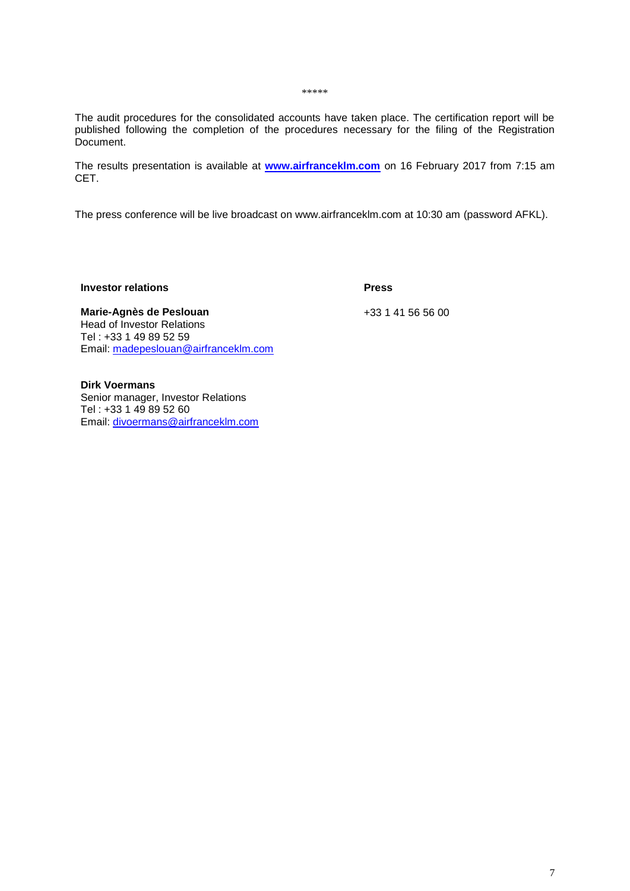*****

The audit procedures for the consolidated accounts have taken place. The certification report will be published following the completion of the procedures necessary for the filing of the Registration Document.

The results presentation is available at **[www.airfranceklm.com](http://www.airfranceklm.com)** on 16 February 2017 from 7:15 am CET.

The press conference will be live broadcast on www.airfranceklm.com at 10:30 am (password AFKL).

**Investor relations**

**Marie-Agnès de Peslouan**
Head of Investor Relations
Tel : +33 1 49 89 52 59
Email: [madepeslouan@airfranceklm.com](mailto:madepeslouan@airfranceklm.com)

**Dirk Voermans**
Senior manager, Investor Relations
Tel : +33 1 49 89 52 60
Email: [divoermans@airfranceklm.com](mailto:divoermans@airfranceklm.com)

**Press**

+33 1 41 56 56 00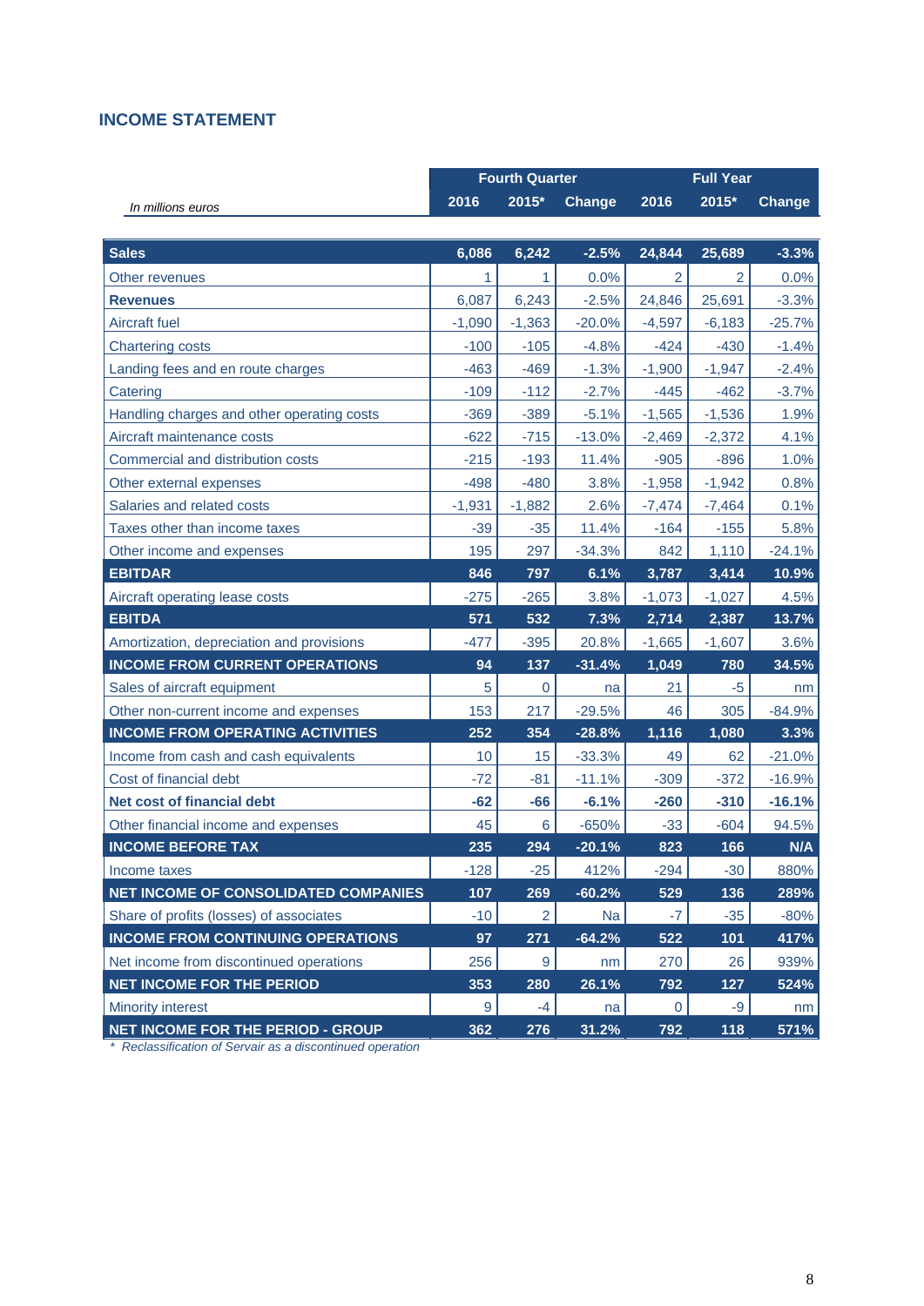## INCOME STATEMENT

| In millions euros | Fourth Quarter | | | Full Year | | |
|---|---|---|---|---|---|---|
| | 2016 | 2015* | Change | 2016 | 2015* | Change |
| **Sales** | **6,086** | **6,242** | **-2.5%** | **24,844** | **25,689** | **-3.3%** |
| Other revenues | 1 | 1 | 0.0% | 2 | 2 | 0.0% |
| **Revenues** | 6,087 | 6,243 | -2.5% | 24,846 | 25,691 | -3.3% |
| Aircraft fuel | -1,090 | -1,363 | -20.0% | -4,597 | -6,183 | -25.7% |
| Chartering costs | -100 | -105 | -4.8% | -424 | -430 | -1.4% |
| Landing fees and en route charges | -463 | -469 | -1.3% | -1,900 | -1,947 | -2.4% |
| Catering | -109 | -112 | -2.7% | -445 | -462 | -3.7% |
| Handling charges and other operating costs | -369 | -389 | -5.1% | -1,565 | -1,536 | 1.9% |
| Aircraft maintenance costs | -622 | -715 | -13.0% | -2,469 | -2,372 | 4.1% |
| Commercial and distribution costs | -215 | -193 | 11.4% | -905 | -896 | 1.0% |
| Other external expenses | -498 | -480 | 3.8% | -1,958 | -1,942 | 0.8% |
| Salaries and related costs | -1,931 | -1,882 | 2.6% | -7,474 | -7,464 | 0.1% |
| Taxes other than income taxes | -39 | -35 | 11.4% | -164 | -155 | 5.8% |
| Other income and expenses | 195 | 297 | -34.3% | 842 | 1,110 | -24.1% |
| **EBITDAR** | **846** | **797** | **6.1%** | **3,787** | **3,414** | **10.9%** |
| Aircraft operating lease costs | -275 | -265 | 3.8% | -1,073 | -1,027 | 4.5% |
| **EBITDA** | **571** | **532** | **7.3%** | **2,714** | **2,387** | **13.7%** |
| Amortization, depreciation and provisions | -477 | -395 | 20.8% | -1,665 | -1,607 | 3.6% |
| **INCOME FROM CURRENT OPERATIONS** | **94** | **137** | **-31.4%** | **1,049** | **780** | **34.5%** |
| Sales of aircraft equipment | 5 | 0 | na | 21 | -5 | nm |
| Other non-current income and expenses | 153 | 217 | -29.5% | 46 | 305 | -84.9% |
| **INCOME FROM OPERATING ACTIVITIES** | **252** | **354** | **-28.8%** | **1,116** | **1,080** | **3.3%** |
| Income from cash and cash equivalents | 10 | 15 | -33.3% | 49 | 62 | -21.0% |
| Cost of financial debt | -72 | -81 | -11.1% | -309 | -372 | -16.9% |
| **Net cost of financial debt** | **-62** | **-66** | **-6.1%** | **-260** | **-310** | **-16.1%** |
| Other financial income and expenses | 45 | 6 | -650% | -33 | -604 | 94.5% |
| **INCOME BEFORE TAX** | **235** | **294** | **-20.1%** | **823** | **166** | **N/A** |
| Income taxes | -128 | -25 | 412% | -294 | -30 | 880% |
| **NET INCOME OF CONSOLIDATED COMPANIES** | **107** | **269** | **-60.2%** | **529** | **136** | **289%** |
| Share of profits (losses) of associates | -10 | 2 | Na | -7 | -35 | -80% |
| **INCOME FROM CONTINUING OPERATIONS** | **97** | **271** | **-64.2%** | **522** | **101** | **417%** |
| Net income from discontinued operations | 256 | 9 | nm | 270 | 26 | 939% |
| **NET INCOME FOR THE PERIOD** | **353** | **280** | **26.1%** | **792** | **127** | **524%** |
| Minority interest | 9 | -4 | na | 0 | -9 | nm |
| **NET INCOME FOR THE PERIOD - GROUP** | **362** | **276** | **31.2%** | **792** | **118** | **571%** |

*\* Reclassification of Servair as a discontinued operation*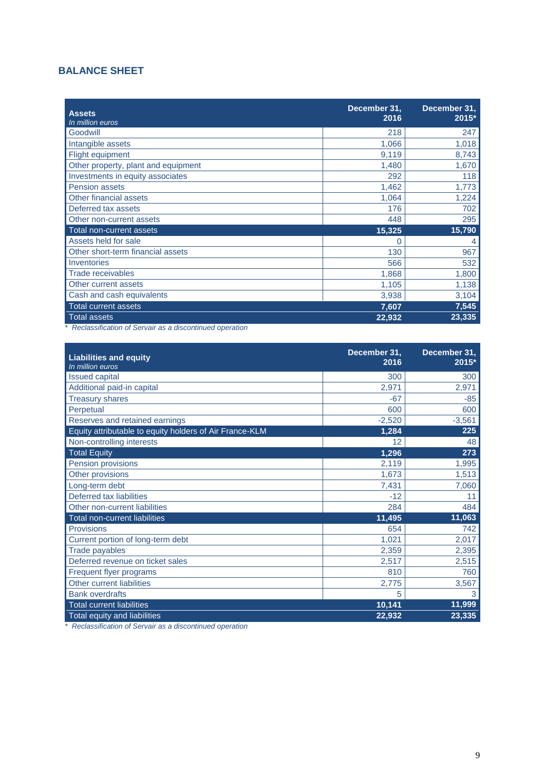## BALANCE SHEET

| Assets<br>*In million euros* | December 31, 2016 | December 31, 2015* |
|---|---:|---:|
| Goodwill | 218 | 247 |
| Intangible assets | 1,066 | 1,018 |
| Flight equipment | 9,119 | 8,743 |
| Other property, plant and equipment | 1,480 | 1,670 |
| Investments in equity associates | 292 | 118 |
| Pension assets | 1,462 | 1,773 |
| Other financial assets | 1,064 | 1,224 |
| Deferred tax assets | 176 | 702 |
| Other non-current assets | 448 | 295 |
| **Total non-current assets** | **15,325** | **15,790** |
| Assets held for sale | 0 | 4 |
| Other short-term financial assets | 130 | 967 |
| Inventories | 566 | 532 |
| Trade receivables | 1,868 | 1,800 |
| Other current assets | 1,105 | 1,138 |
| Cash and cash equivalents | 3,938 | 3,104 |
| **Total current assets** | **7,607** | **7,545** |
| **Total assets** | **22,932** | **23,335** |

*\* Reclassification of Servair as a discontinued operation*

| Liabilities and equity<br>*In million euros* | December 31, 2016 | December 31, 2015* |
|---|---:|---:|
| Issued capital | 300 | 300 |
| Additional paid-in capital | 2,971 | 2,971 |
| Treasury shares | -67 | -85 |
| Perpetual | 600 | 600 |
| Reserves and retained earnings | -2,520 | -3,561 |
| **Equity attributable to equity holders of Air France-KLM** | **1,284** | **225** |
| Non-controlling interests | 12 | 48 |
| **Total Equity** | **1,296** | **273** |
| Pension provisions | 2,119 | 1,995 |
| Other provisions | 1,673 | 1,513 |
| Long-term debt | 7,431 | 7,060 |
| Deferred tax liabilities | -12 | 11 |
| Other non-current liabilities | 284 | 484 |
| **Total non-current liabilities** | **11,495** | **11,063** |
| Provisions | 654 | 742 |
| Current portion of long-term debt | 1,021 | 2,017 |
| Trade payables | 2,359 | 2,395 |
| Deferred revenue on ticket sales | 2,517 | 2,515 |
| Frequent flyer programs | 810 | 760 |
| Other current liabilities | 2,775 | 3,567 |
| Bank overdrafts | 5 | 3 |
| **Total current liabilities** | **10,141** | **11,999** |
| **Total equity and liabilities** | **22,932** | **23,335** |

*\* Reclassification of Servair as a discontinued operation*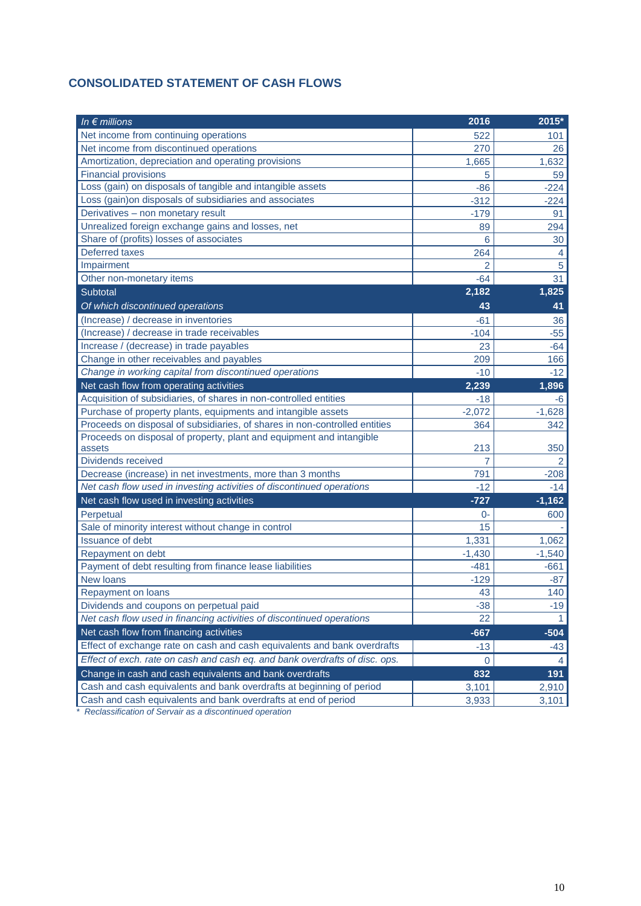## CONSOLIDATED STATEMENT OF CASH FLOWS

| *In € millions* | 2016 | 2015* |
|---|---|---|
| Net income from continuing operations | 522 | 101 |
| Net income from discontinued operations | 270 | 26 |
| Amortization, depreciation and operating provisions | 1,665 | 1,632 |
| Financial provisions | 5 | 59 |
| Loss (gain) on disposals of tangible and intangible assets | -86 | -224 |
| Loss (gain)on disposals of subsidiaries and associates | -312 | -224 |
| Derivatives – non monetary result | -179 | 91 |
| Unrealized foreign exchange gains and losses, net | 89 | 294 |
| Share of (profits) losses of associates | 6 | 30 |
| Deferred taxes | 264 | 4 |
| Impairment | 2 | 5 |
| Other non-monetary items | -64 | 31 |
| **Subtotal** | **2,182** | **1,825** |
| *Of which discontinued operations* | **43** | **41** |
| (Increase) / decrease in inventories | -61 | 36 |
| (Increase) / decrease in trade receivables | -104 | -55 |
| Increase / (decrease) in trade payables | 23 | -64 |
| Change in other receivables and payables | 209 | 166 |
| *Change in working capital from discontinued operations* | -10 | -12 |
| **Net cash flow from operating activities** | **2,239** | **1,896** |
| Acquisition of subsidiaries, of shares in non-controlled entities | -18 | -6 |
| Purchase of property plants, equipments and intangible assets | -2,072 | -1,628 |
| Proceeds on disposal of subsidiaries, of shares in non-controlled entities | 364 | 342 |
| Proceeds on disposal of property, plant and equipment and intangible assets | 213 | 350 |
| Dividends received | 7 | 2 |
| Decrease (increase) in net investments, more than 3 months | 791 | -208 |
| *Net cash flow used in investing activities of discontinued operations* | -12 | -14 |
| **Net cash flow used in investing activities** | **-727** | **-1,162** |
| Perpetual | 0- | 600 |
| Sale of minority interest without change in control | 15 | - |
| Issuance of debt | 1,331 | 1,062 |
| Repayment on debt | -1,430 | -1,540 |
| Payment of debt resulting from finance lease liabilities | -481 | -661 |
| New loans | -129 | -87 |
| Repayment on loans | 43 | 140 |
| Dividends and coupons on perpetual paid | -38 | -19 |
| *Net cash flow used in financing activities of discontinued operations* | 22 | 1 |
| **Net cash flow from financing activities** | **-667** | **-504** |
| Effect of exchange rate on cash and cash equivalents and bank overdrafts | -13 | -43 |
| *Effect of exch. rate on cash and cash eq. and bank overdrafts of disc. ops.* | 0 | 4 |
| **Change in cash and cash equivalents and bank overdrafts** | **832** | **191** |
| Cash and cash equivalents and bank overdrafts at beginning of period | 3,101 | 2,910 |
| Cash and cash equivalents and bank overdrafts at end of period | 3,933 | 3,101 |

\* *Reclassification of Servair as a discontinued operation*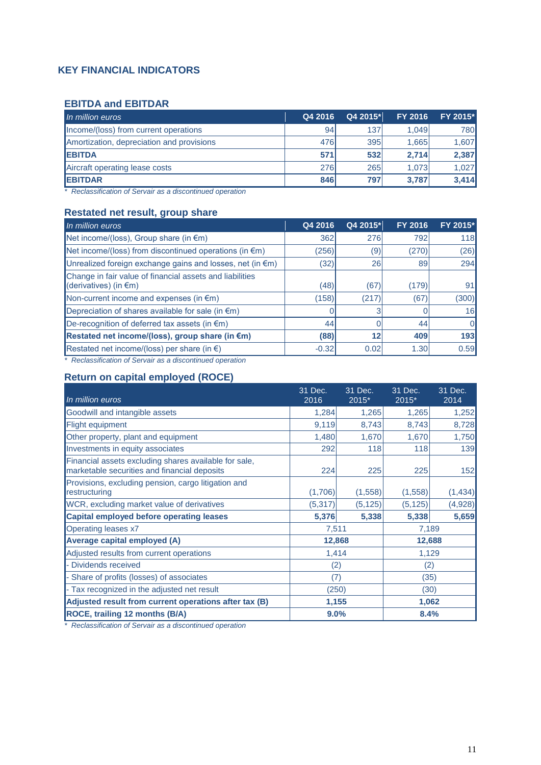## KEY FINANCIAL INDICATORS

### EBITDA and EBITDAR

| *In million euros* | Q4 2016 | Q4 2015* | FY 2016 | FY 2015* |
|---|---|---|---|---|
| Income/(loss) from current operations | 94 | 137 | 1,049 | 780 |
| Amortization, depreciation and provisions | 476 | 395 | 1,665 | 1,607 |
| **EBITDA** | **571** | **532** | **2,714** | **2,387** |
| Aircraft operating lease costs | 276 | 265 | 1,073 | 1,027 |
| **EBITDAR** | **846** | **797** | **3,787** | **3,414** |

*\* Reclassification of Servair as a discontinued operation*

### Restated net result, group share

| *In million euros* | Q4 2016 | Q4 2015* | FY 2016 | FY 2015* |
|---|---|---|---|---|
| Net income/(loss), Group share (in €m) | 362 | 276 | 792 | 118 |
| Net income/(loss) from discontinued operations (in €m) | (256) | (9) | (270) | (26) |
| Unrealized foreign exchange gains and losses, net (in €m) | (32) | 26 | 89 | 294 |
| Change in fair value of financial assets and liabilities (derivatives) (in €m) | (48) | (67) | (179) | 91 |
| Non-current income and expenses (in €m) | (158) | (217) | (67) | (300) |
| Depreciation of shares available for sale (in €m) | 0 | 3 | 0 | 16 |
| De-recognition of deferred tax assets (in €m) | 44 | 0 | 44 | 0 |
| **Restated net income/(loss), group share (in €m)** | **(88)** | **12** | **409** | **193** |
| Restated net income/(loss) per share (in €) | -0.32 | 0.02 | 1.30 | 0.59 |

*\* Reclassification of Servair as a discontinued operation*

### Return on capital employed (ROCE)

| *In million euros* | 31 Dec. 2016 | 31 Dec. 2015* | 31 Dec. 2015* | 31 Dec. 2014 |
|---|---|---|---|---|
| Goodwill and intangible assets | 1,284 | 1,265 | 1,265 | 1,252 |
| Flight equipment | 9,119 | 8,743 | 8,743 | 8,728 |
| Other property, plant and equipment | 1,480 | 1,670 | 1,670 | 1,750 |
| Investments in equity associates | 292 | 118 | 118 | 139 |
| Financial assets excluding shares available for sale, marketable securities and financial deposits | 224 | 225 | 225 | 152 |
| Provisions, excluding pension, cargo litigation and restructuring | (1,706) | (1,558) | (1,558) | (1,434) |
| WCR, excluding market value of derivatives | (5,317) | (5,125) | (5,125) | (4,928) |
| **Capital employed before operating leases** | **5,376** | **5,338** | **5,338** | **5,659** |
| Operating leases x7 | 7,511 | | 7,189 | |
| **Average capital employed (A)** | **12,868** | | **12,688** | |
| Adjusted results from current operations | 1,414 | | 1,129 | |
| - Dividends received | (2) | | (2) | |
| - Share of profits (losses) of associates | (7) | | (35) | |
| - Tax recognized in the adjusted net result | (250) | | (30) | |
| **Adjusted result from current operations after tax (B)** | **1,155** | | **1,062** | |
| **ROCE, trailing 12 months (B/A)** | **9.0%** | | **8.4%** | |

*\* Reclassification of Servair as a discontinued operation*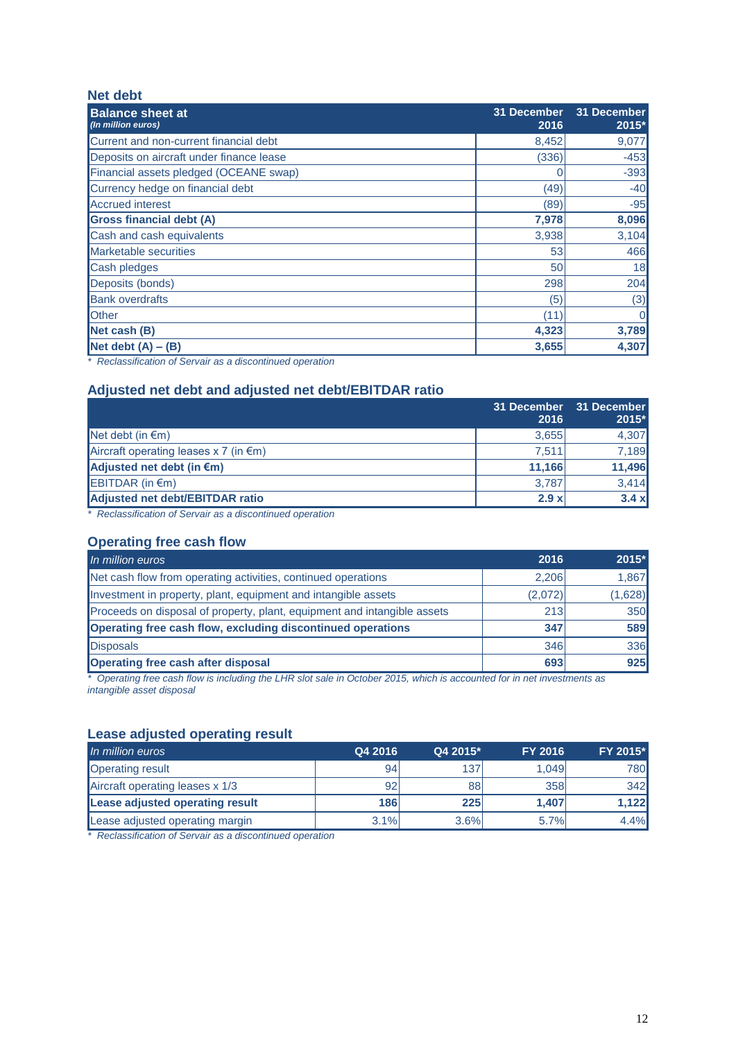## Net debt

| Balance sheet at *(In million euros)* | 31 December 2016 | 31 December 2015* |
|---|---|---|
| Current and non-current financial debt | 8,452 | 9,077 |
| Deposits on aircraft under finance lease | (336) | -453 |
| Financial assets pledged (OCEANE swap) | 0 | -393 |
| Currency hedge on financial debt | (49) | -40 |
| Accrued interest | (89) | -95 |
| **Gross financial debt (A)** | **7,978** | **8,096** |
| Cash and cash equivalents | 3,938 | 3,104 |
| Marketable securities | 53 | 466 |
| Cash pledges | 50 | 18 |
| Deposits (bonds) | 298 | 204 |
| Bank overdrafts | (5) | (3) |
| Other | (11) | 0 |
| **Net cash (B)** | **4,323** | **3,789** |
| **Net debt (A) – (B)** | **3,655** | **4,307** |

*\* Reclassification of Servair as a discontinued operation*

## Adjusted net debt and adjusted net debt/EBITDAR ratio

| | 31 December 2016 | 31 December 2015* |
|---|---|---|
| Net debt (in €m) | 3,655 | 4,307 |
| Aircraft operating leases x 7 (in €m) | 7,511 | 7,189 |
| **Adjusted net debt (in €m)** | **11,166** | **11,496** |
| EBITDAR (in €m) | 3,787 | 3,414 |
| **Adjusted net debt/EBITDAR ratio** | **2.9 x** | **3.4 x** |

*\* Reclassification of Servair as a discontinued operation*

## Operating free cash flow

| *In million euros* | 2016 | 2015* |
|---|---|---|
| Net cash flow from operating activities, continued operations | 2,206 | 1,867 |
| Investment in property, plant, equipment and intangible assets | (2,072) | (1,628) |
| Proceeds on disposal of property, plant, equipment and intangible assets | 213 | 350 |
| **Operating free cash flow, excluding discontinued operations** | **347** | **589** |
| Disposals | 346 | 336 |
| **Operating free cash after disposal** | **693** | **925** |

*\* Operating free cash flow is including the LHR slot sale in October 2015, which is accounted for in net investments as intangible asset disposal*

## Lease adjusted operating result

| *In million euros* | Q4 2016 | Q4 2015* | FY 2016 | FY 2015* |
|---|---|---|---|---|
| Operating result | 94 | 137 | 1,049 | 780 |
| Aircraft operating leases x 1/3 | 92 | 88 | 358 | 342 |
| **Lease adjusted operating result** | **186** | **225** | **1,407** | **1,122** |
| Lease adjusted operating margin | 3.1% | 3.6% | 5.7% | 4.4% |

*\* Reclassification of Servair as a discontinued operation*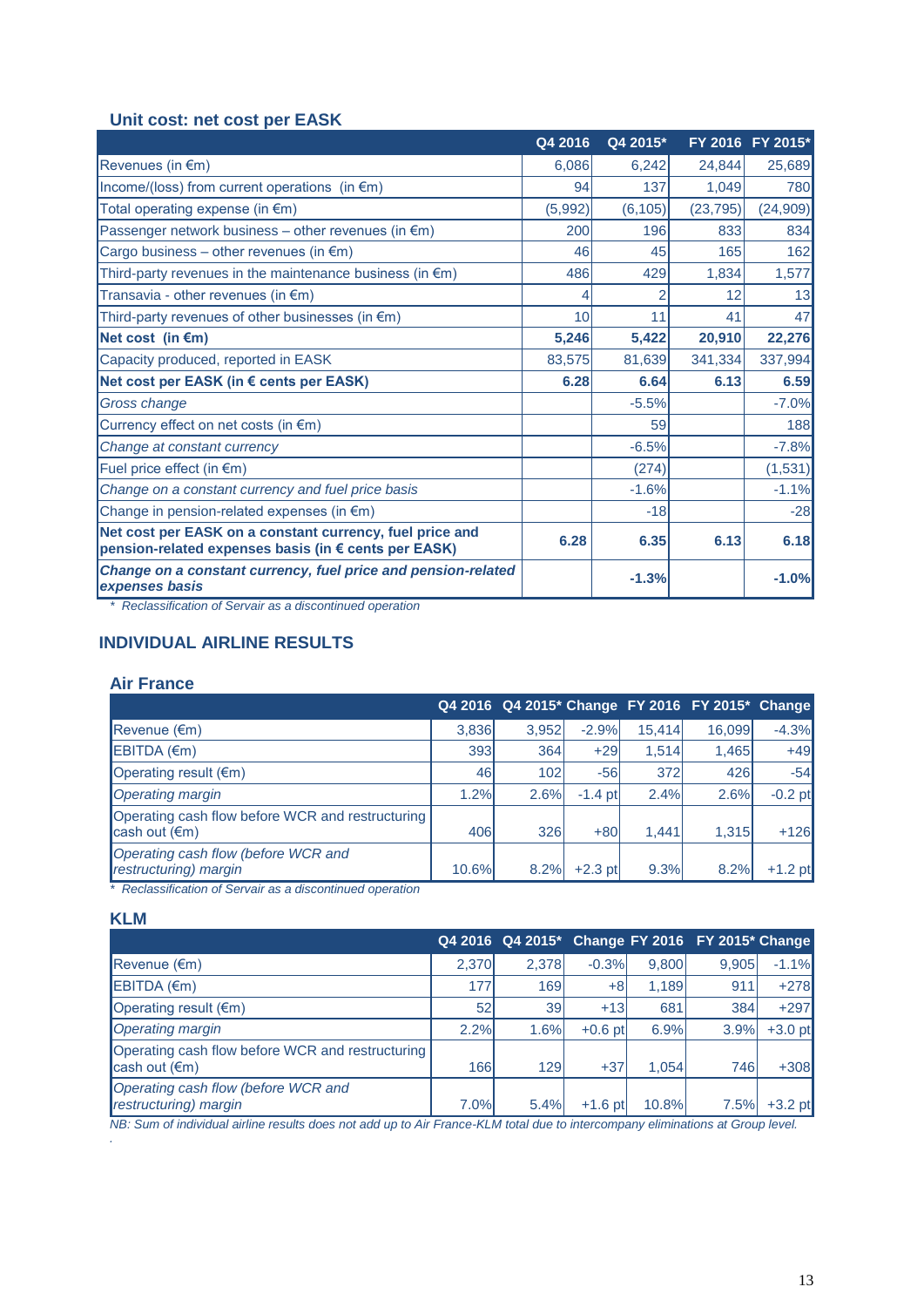### Unit cost: net cost per EASK

| | Q4 2016 | Q4 2015* | FY 2016 | FY 2015* |
|---|---|---|---|---|
| Revenues (in €m) | 6,086 | 6,242 | 24,844 | 25,689 |
| Income/(loss) from current operations (in €m) | 94 | 137 | 1,049 | 780 |
| Total operating expense (in €m) | (5,992) | (6,105) | (23,795) | (24,909) |
| Passenger network business – other revenues (in €m) | 200 | 196 | 833 | 834 |
| Cargo business – other revenues (in €m) | 46 | 45 | 165 | 162 |
| Third-party revenues in the maintenance business (in €m) | 486 | 429 | 1,834 | 1,577 |
| Transavia - other revenues (in €m) | 4 | 2 | 12 | 13 |
| Third-party revenues of other businesses (in €m) | 10 | 11 | 41 | 47 |
| **Net cost (in €m)** | **5,246** | **5,422** | **20,910** | **22,276** |
| Capacity produced, reported in EASK | 83,575 | 81,639 | 341,334 | 337,994 |
| **Net cost per EASK (in € cents per EASK)** | **6.28** | **6.64** | **6.13** | **6.59** |
| *Gross change* | | -5.5% | | -7.0% |
| Currency effect on net costs (in €m) | | 59 | | 188 |
| *Change at constant currency* | | -6.5% | | -7.8% |
| Fuel price effect (in €m) | | (274) | | (1,531) |
| *Change on a constant currency and fuel price basis* | | -1.6% | | -1.1% |
| Change in pension-related expenses (in €m) | | -18 | | -28 |
| **Net cost per EASK on a constant currency, fuel price and pension-related expenses basis (in € cents per EASK)** | **6.28** | **6.35** | **6.13** | **6.18** |
| ***Change on a constant currency, fuel price and pension-related expenses basis*** | | **-1.3%** | | **-1.0%** |

*\* Reclassification of Servair as a discontinued operation*

## INDIVIDUAL AIRLINE RESULTS

### Air France

| | Q4 2016 | Q4 2015* | Change | FY 2016 | FY 2015* | Change |
|---|---|---|---|---|---|---|
| Revenue (€m) | 3,836 | 3,952 | -2.9% | 15,414 | 16,099 | -4.3% |
| EBITDA (€m) | 393 | 364 | +29 | 1,514 | 1,465 | +49 |
| Operating result (€m) | 46 | 102 | -56 | 372 | 426 | -54 |
| *Operating margin* | 1.2% | 2.6% | -1.4 pt | 2.4% | 2.6% | -0.2 pt |
| Operating cash flow before WCR and restructuring cash out (€m) | 406 | 326 | +80 | 1,441 | 1,315 | +126 |
| *Operating cash flow (before WCR and restructuring) margin* | 10.6% | 8.2% | +2.3 pt | 9.3% | 8.2% | +1.2 pt |

*\* Reclassification of Servair as a discontinued operation*

### KLM

| | Q4 2016 | Q4 2015* | Change | FY 2016 | FY 2015* | Change |
|---|---|---|---|---|---|---|
| Revenue (€m) | 2,370 | 2,378 | -0.3% | 9,800 | 9,905 | -1.1% |
| EBITDA (€m) | 177 | 169 | +8 | 1,189 | 911 | +278 |
| Operating result (€m) | 52 | 39 | +13 | 681 | 384 | +297 |
| *Operating margin* | 2.2% | 1.6% | +0.6 pt | 6.9% | 3.9% | +3.0 pt |
| Operating cash flow before WCR and restructuring cash out (€m) | 166 | 129 | +37 | 1,054 | 746 | +308 |
| *Operating cash flow (before WCR and restructuring) margin* | 7.0% | 5.4% | +1.6 pt | 10.8% | 7.5% | +3.2 pt |

*NB: Sum of individual airline results does not add up to Air France-KLM total due to intercompany eliminations at Group level.*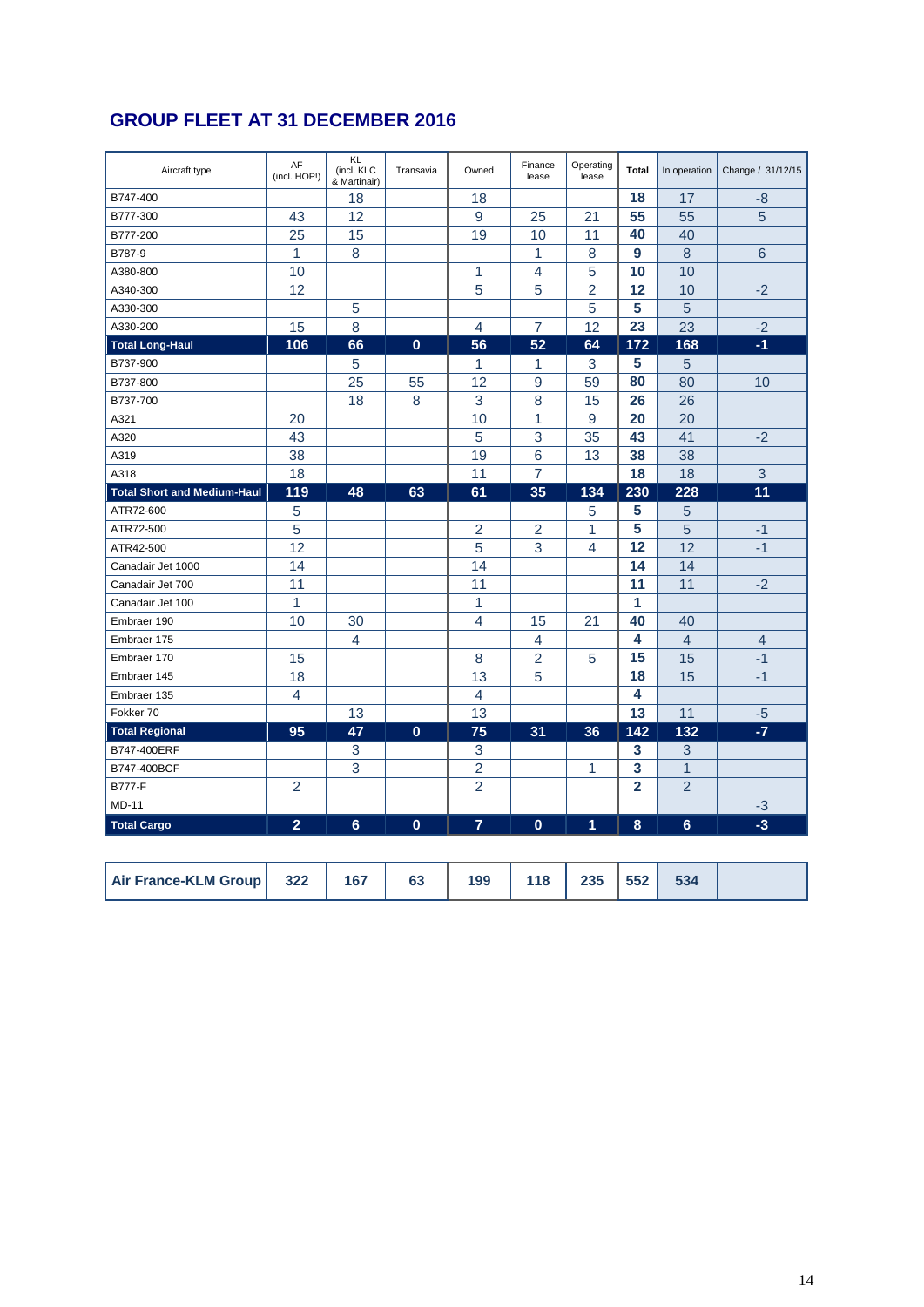## GROUP FLEET AT 31 DECEMBER 2016

| Aircraft type | AF (incl. HOP!) | KL (incl. KLC & Martinair) | Transavia | Owned | Finance lease | Operating lease | Total | In operation | Change / 31/12/15 |
|---|---|---|---|---|---|---|---|---|---|
| B747-400 | | 18 | | 18 | | | 18 | 17 | -8 |
| B777-300 | 43 | 12 | | 9 | 25 | 21 | 55 | 55 | 5 |
| B777-200 | 25 | 15 | | 19 | 10 | 11 | 40 | 40 | |
| B787-9 | 1 | 8 | | | 1 | 8 | 9 | 8 | 6 |
| A380-800 | 10 | | | 1 | 4 | 5 | 10 | 10 | |
| A340-300 | 12 | | | 5 | 5 | 2 | 12 | 10 | -2 |
| A330-300 | | 5 | | | | 5 | 5 | 5 | |
| A330-200 | 15 | 8 | | 4 | 7 | 12 | 23 | 23 | -2 |
| **Total Long-Haul** | **106** | **66** | **0** | **56** | **52** | **64** | **172** | **168** | **-1** |
| B737-900 | | 5 | | 1 | 1 | 3 | 5 | 5 | |
| B737-800 | | 25 | 55 | 12 | 9 | 59 | 80 | 80 | 10 |
| B737-700 | | 18 | 8 | 3 | 8 | 15 | 26 | 26 | |
| A321 | 20 | | | 10 | 1 | 9 | 20 | 20 | |
| A320 | 43 | | | 5 | 3 | 35 | 43 | 41 | -2 |
| A319 | 38 | | | 19 | 6 | 13 | 38 | 38 | |
| A318 | 18 | | | 11 | 7 | | 18 | 18 | 3 |
| **Total Short and Medium-Haul** | **119** | **48** | **63** | **61** | **35** | **134** | **230** | **228** | **11** |
| ATR72-600 | 5 | | | | | 5 | 5 | 5 | |
| ATR72-500 | 5 | | | 2 | 2 | 1 | 5 | 5 | -1 |
| ATR42-500 | 12 | | | 5 | 3 | 4 | 12 | 12 | -1 |
| Canadair Jet 1000 | 14 | | | 14 | | | 14 | 14 | |
| Canadair Jet 700 | 11 | | | 11 | | | 11 | 11 | -2 |
| Canadair Jet 100 | 1 | | | 1 | | | 1 | | |
| Embraer 190 | 10 | 30 | | 4 | 15 | 21 | 40 | 40 | |
| Embraer 175 | | 4 | | | 4 | | 4 | 4 | 4 |
| Embraer 170 | 15 | | | 8 | 2 | 5 | 15 | 15 | -1 |
| Embraer 145 | 18 | | | 13 | 5 | | 18 | 15 | -1 |
| Embraer 135 | 4 | | | 4 | | | 4 | | |
| Fokker 70 | | 13 | | 13 | | | 13 | 11 | -5 |
| **Total Regional** | **95** | **47** | **0** | **75** | **31** | **36** | **142** | **132** | **-7** |
| B747-400ERF | | 3 | | 3 | | | 3 | 3 | |
| B747-400BCF | | 3 | | 2 | | 1 | 3 | 1 | |
| B777-F | 2 | | | 2 | | | 2 | 2 | |
| MD-11 | | | | | | | | | -3 |
| **Total Cargo** | **2** | **6** | **0** | **7** | **0** | **1** | **8** | **6** | **-3** |
| **Air France-KLM Group** | **322** | **167** | **63** | **199** | **118** | **235** | **552** | **534** | |